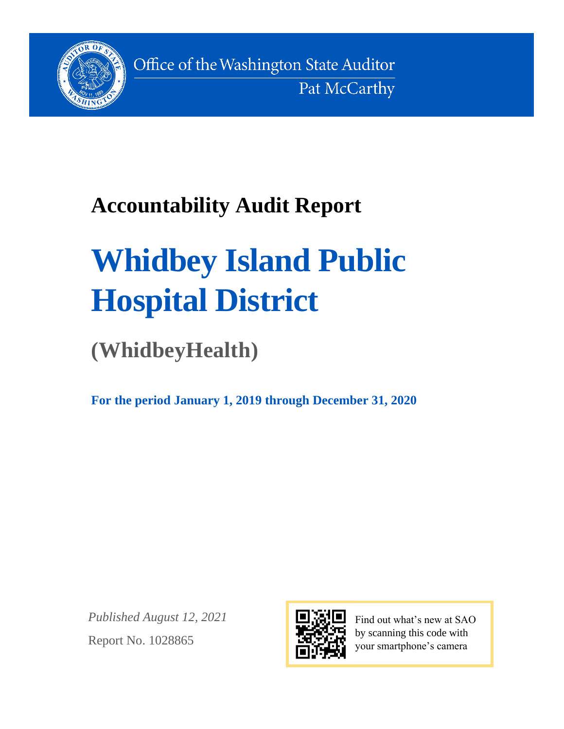Office of the Washington State Auditor
Pat McCarthy

# Accountability Audit Report

# Whidbey Island Public Hospital District

## (WhidbeyHealth)

**For the period January 1, 2019 through December 31, 2020**

*Published August 12, 2021*

Report No. 1028865

Find out what's new at SAO by scanning this code with your smartphone's camera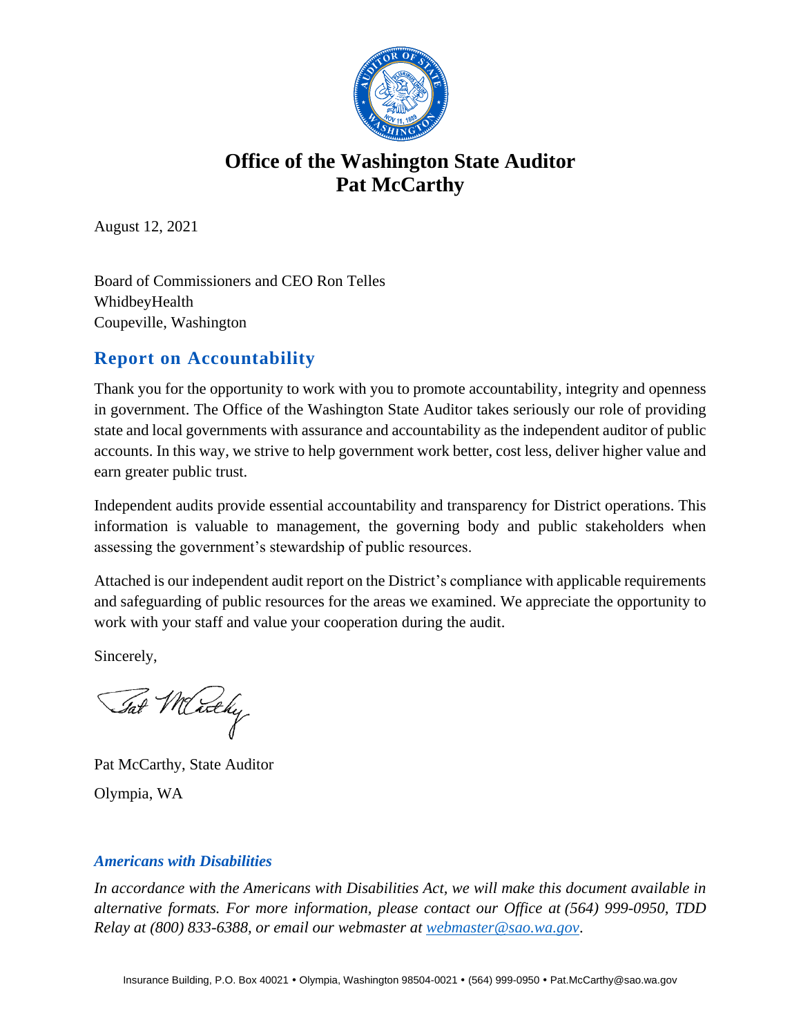# Office of the Washington State Auditor
# Pat McCarthy

August 12, 2021

Board of Commissioners and CEO Ron Telles
WhidbeyHealth
Coupeville, Washington

## Report on Accountability

Thank you for the opportunity to work with you to promote accountability, integrity and openness in government. The Office of the Washington State Auditor takes seriously our role of providing state and local governments with assurance and accountability as the independent auditor of public accounts. In this way, we strive to help government work better, cost less, deliver higher value and earn greater public trust.

Independent audits provide essential accountability and transparency for District operations. This information is valuable to management, the governing body and public stakeholders when assessing the government's stewardship of public resources.

Attached is our independent audit report on the District's compliance with applicable requirements and safeguarding of public resources for the areas we examined. We appreciate the opportunity to work with your staff and value your cooperation during the audit.

Sincerely,

Pat McCarthy, State Auditor

Olympia, WA

### *Americans with Disabilities*

*In accordance with the Americans with Disabilities Act, we will make this document available in alternative formats. For more information, please contact our Office at (564) 999-0950, TDD Relay at (800) 833-6388, or email our webmaster at [webmaster@sao.wa.gov](mailto:webmaster@sao.wa.gov).*

Insurance Building, P.O. Box 40021 • Olympia, Washington 98504-0021 • (564) 999-0950 • Pat.McCarthy@sao.wa.gov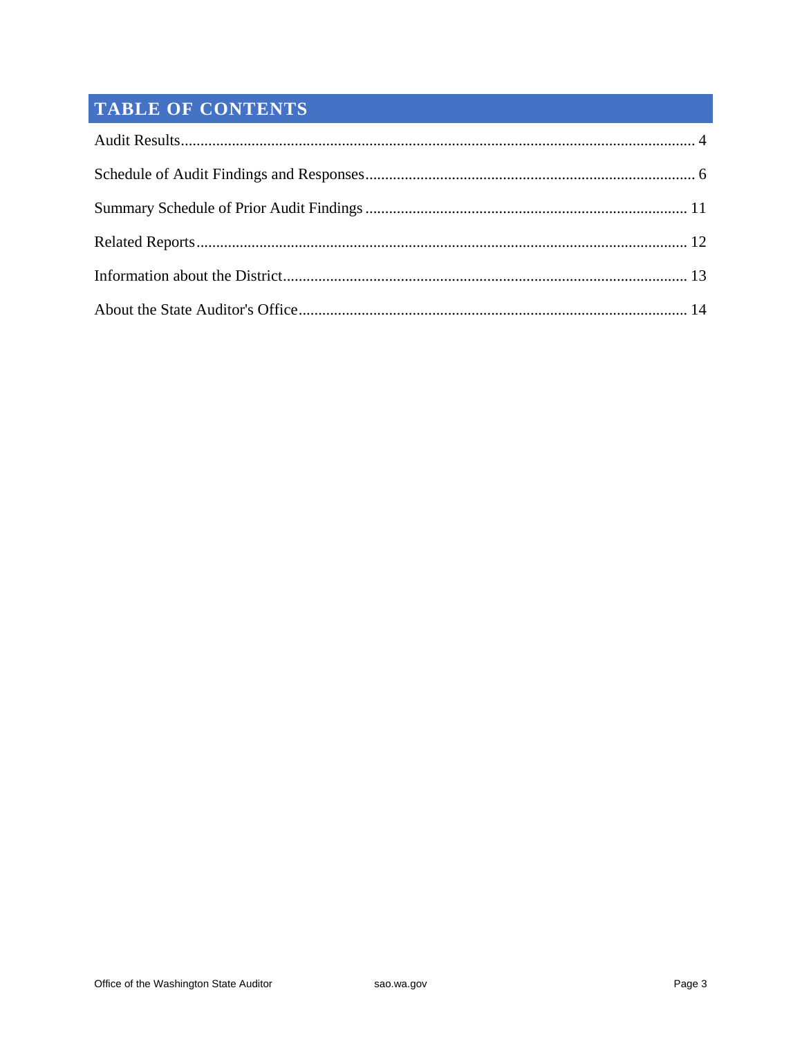# TABLE OF CONTENTS

Audit Results .................................................................................................................... 4

Schedule of Audit Findings and Responses ..................................................................... 6

Summary Schedule of Prior Audit Findings ................................................................... 11

Related Reports .............................................................................................................. 12

Information about the District ........................................................................................ 13

About the State Auditor's Office .................................................................................... 14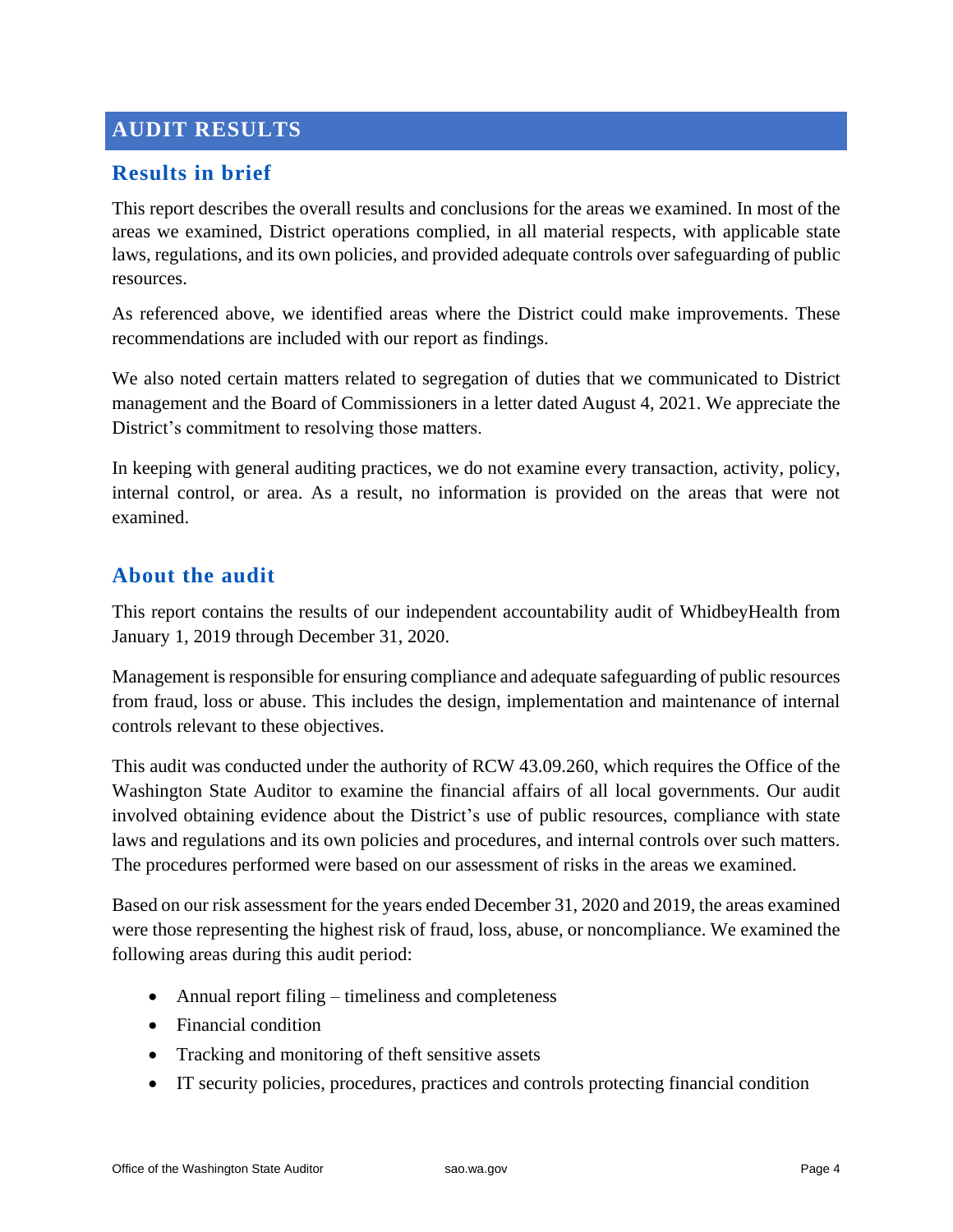# AUDIT RESULTS

## Results in brief

This report describes the overall results and conclusions for the areas we examined. In most of the areas we examined, District operations complied, in all material respects, with applicable state laws, regulations, and its own policies, and provided adequate controls over safeguarding of public resources.

As referenced above, we identified areas where the District could make improvements. These recommendations are included with our report as findings.

We also noted certain matters related to segregation of duties that we communicated to District management and the Board of Commissioners in a letter dated August 4, 2021. We appreciate the District's commitment to resolving those matters.

In keeping with general auditing practices, we do not examine every transaction, activity, policy, internal control, or area. As a result, no information is provided on the areas that were not examined.

## About the audit

This report contains the results of our independent accountability audit of WhidbeyHealth from January 1, 2019 through December 31, 2020.

Management is responsible for ensuring compliance and adequate safeguarding of public resources from fraud, loss or abuse. This includes the design, implementation and maintenance of internal controls relevant to these objectives.

This audit was conducted under the authority of RCW 43.09.260, which requires the Office of the Washington State Auditor to examine the financial affairs of all local governments. Our audit involved obtaining evidence about the District's use of public resources, compliance with state laws and regulations and its own policies and procedures, and internal controls over such matters. The procedures performed were based on our assessment of risks in the areas we examined.

Based on our risk assessment for the years ended December 31, 2020 and 2019, the areas examined were those representing the highest risk of fraud, loss, abuse, or noncompliance. We examined the following areas during this audit period:

- Annual report filing – timeliness and completeness
- Financial condition
- Tracking and monitoring of theft sensitive assets
- IT security policies, procedures, practices and controls protecting financial condition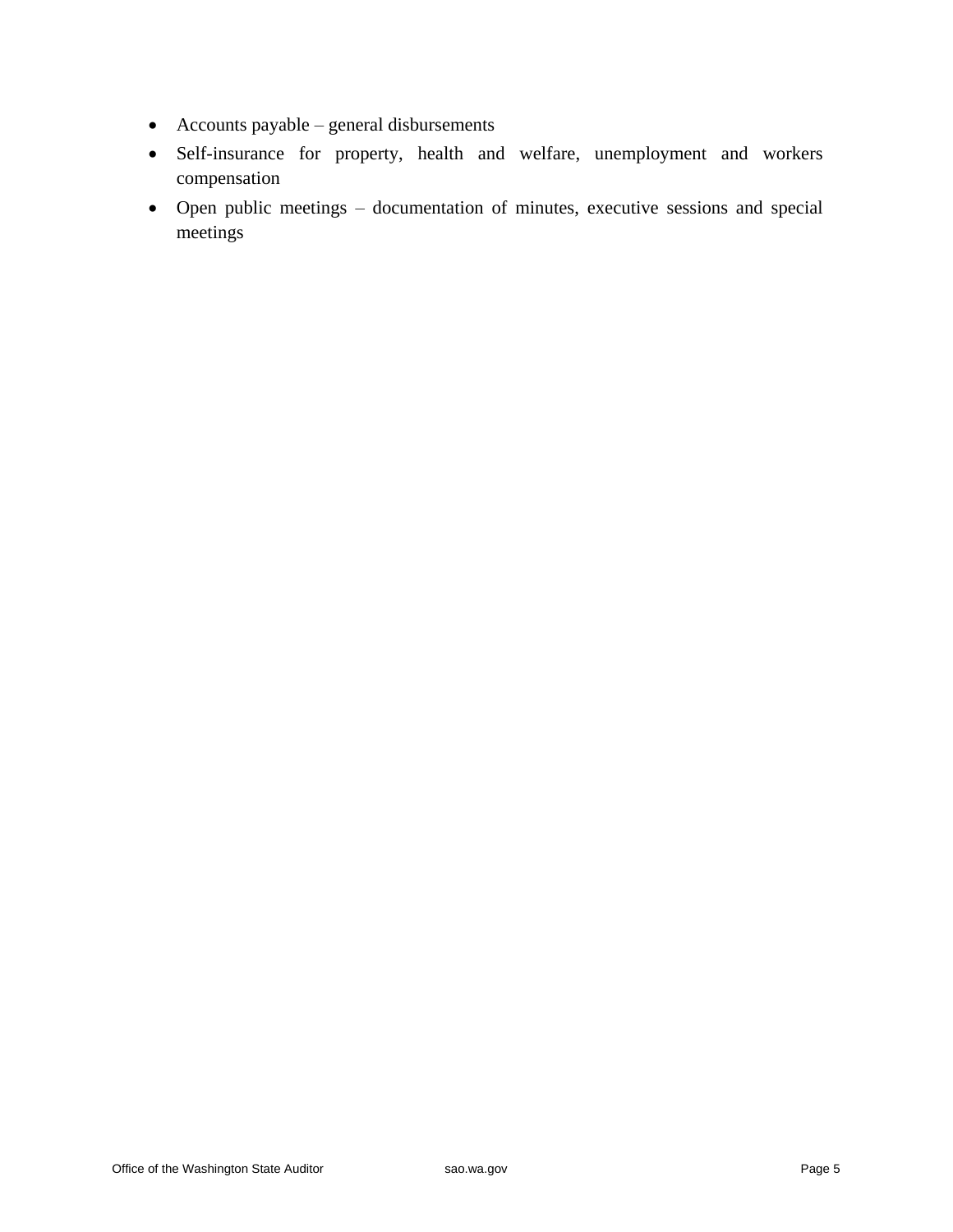- Accounts payable – general disbursements
- Self-insurance for property, health and welfare, unemployment and workers compensation
- Open public meetings – documentation of minutes, executive sessions and special meetings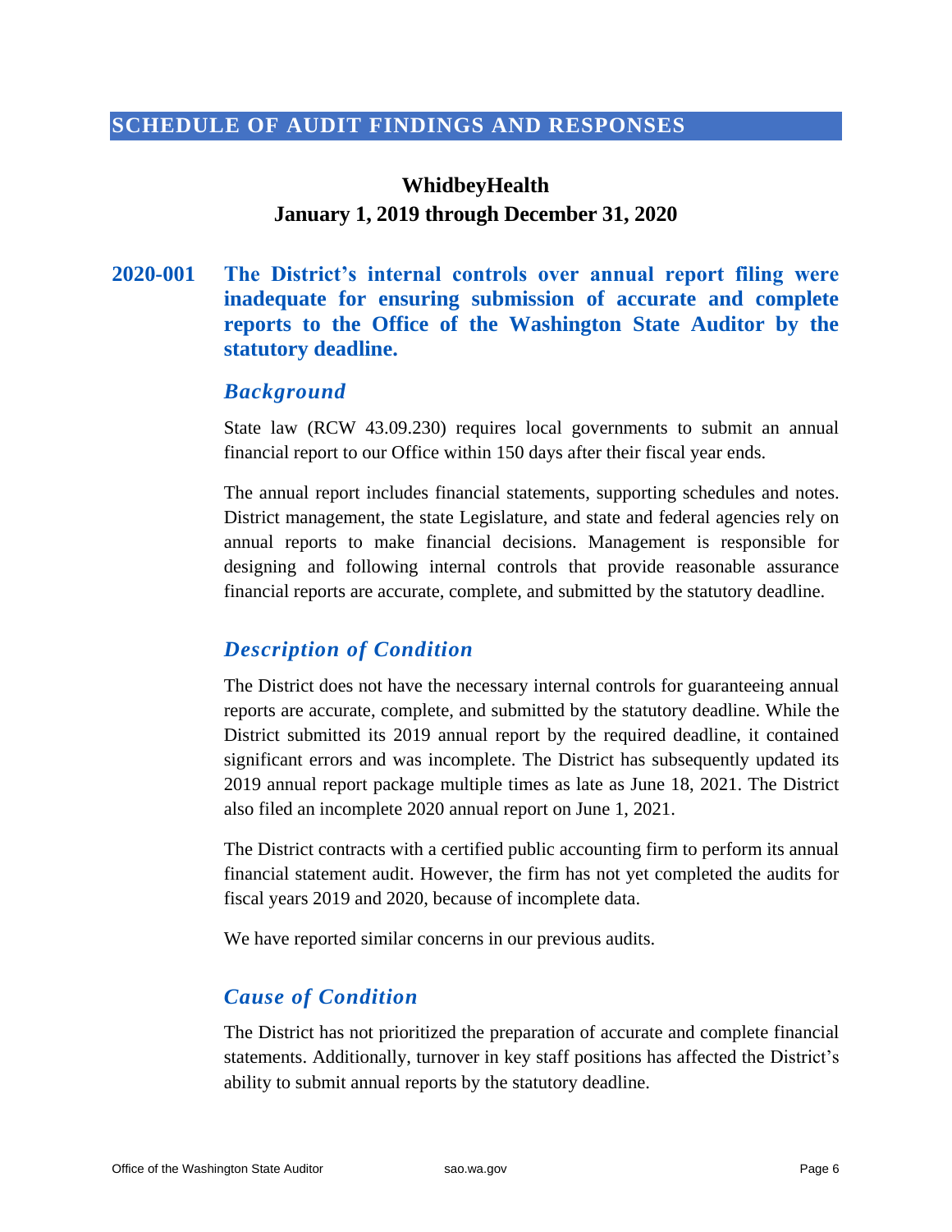# SCHEDULE OF AUDIT FINDINGS AND RESPONSES

**WhidbeyHealth**
**January 1, 2019 through December 31, 2020**

## 2020-001 The District's internal controls over annual report filing were inadequate for ensuring submission of accurate and complete reports to the Office of the Washington State Auditor by the statutory deadline.

### *Background*

State law (RCW 43.09.230) requires local governments to submit an annual financial report to our Office within 150 days after their fiscal year ends.

The annual report includes financial statements, supporting schedules and notes. District management, the state Legislature, and state and federal agencies rely on annual reports to make financial decisions. Management is responsible for designing and following internal controls that provide reasonable assurance financial reports are accurate, complete, and submitted by the statutory deadline.

### *Description of Condition*

The District does not have the necessary internal controls for guaranteeing annual reports are accurate, complete, and submitted by the statutory deadline. While the District submitted its 2019 annual report by the required deadline, it contained significant errors and was incomplete. The District has subsequently updated its 2019 annual report package multiple times as late as June 18, 2021. The District also filed an incomplete 2020 annual report on June 1, 2021.

The District contracts with a certified public accounting firm to perform its annual financial statement audit. However, the firm has not yet completed the audits for fiscal years 2019 and 2020, because of incomplete data.

We have reported similar concerns in our previous audits.

### *Cause of Condition*

The District has not prioritized the preparation of accurate and complete financial statements. Additionally, turnover in key staff positions has affected the District's ability to submit annual reports by the statutory deadline.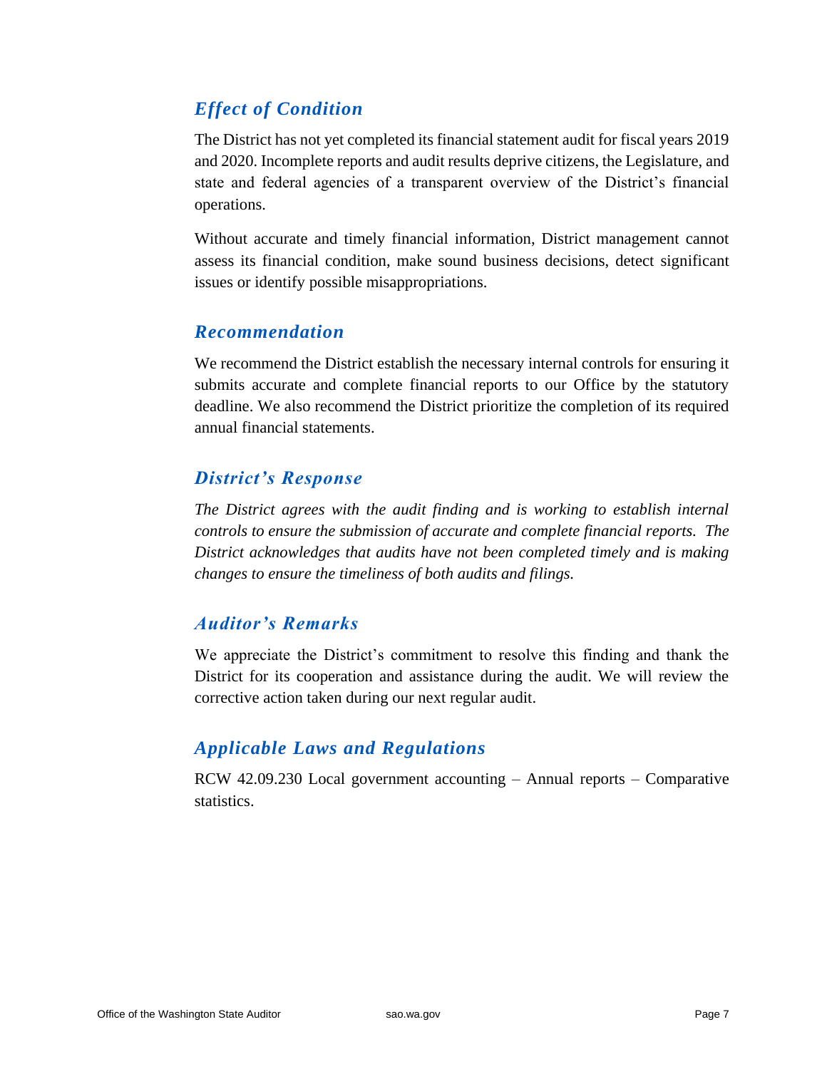## *Effect of Condition*

The District has not yet completed its financial statement audit for fiscal years 2019 and 2020. Incomplete reports and audit results deprive citizens, the Legislature, and state and federal agencies of a transparent overview of the District's financial operations.

Without accurate and timely financial information, District management cannot assess its financial condition, make sound business decisions, detect significant issues or identify possible misappropriations.

## *Recommendation*

We recommend the District establish the necessary internal controls for ensuring it submits accurate and complete financial reports to our Office by the statutory deadline. We also recommend the District prioritize the completion of its required annual financial statements.

## *District's Response*

*The District agrees with the audit finding and is working to establish internal controls to ensure the submission of accurate and complete financial reports. The District acknowledges that audits have not been completed timely and is making changes to ensure the timeliness of both audits and filings.*

## *Auditor's Remarks*

We appreciate the District's commitment to resolve this finding and thank the District for its cooperation and assistance during the audit. We will review the corrective action taken during our next regular audit.

## *Applicable Laws and Regulations*

RCW 42.09.230 Local government accounting – Annual reports – Comparative statistics.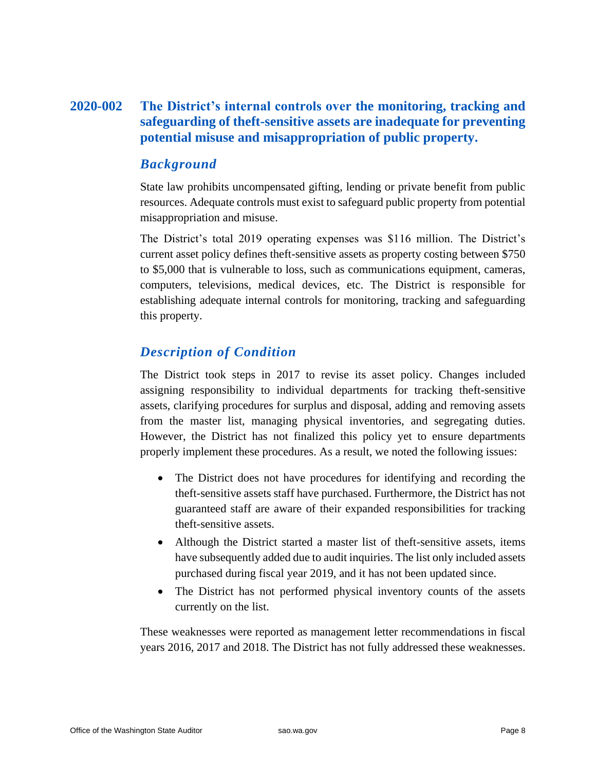## 2020-002 The District's internal controls over the monitoring, tracking and safeguarding of theft-sensitive assets are inadequate for preventing potential misuse and misappropriation of public property.

### *Background*

State law prohibits uncompensated gifting, lending or private benefit from public resources. Adequate controls must exist to safeguard public property from potential misappropriation and misuse.

The District's total 2019 operating expenses was $116 million. The District's current asset policy defines theft-sensitive assets as property costing between $750 to $5,000 that is vulnerable to loss, such as communications equipment, cameras, computers, televisions, medical devices, etc. The District is responsible for establishing adequate internal controls for monitoring, tracking and safeguarding this property.

### *Description of Condition*

The District took steps in 2017 to revise its asset policy. Changes included assigning responsibility to individual departments for tracking theft-sensitive assets, clarifying procedures for surplus and disposal, adding and removing assets from the master list, managing physical inventories, and segregating duties. However, the District has not finalized this policy yet to ensure departments properly implement these procedures. As a result, we noted the following issues:

- The District does not have procedures for identifying and recording the theft-sensitive assets staff have purchased. Furthermore, the District has not guaranteed staff are aware of their expanded responsibilities for tracking theft-sensitive assets.
- Although the District started a master list of theft-sensitive assets, items have subsequently added due to audit inquiries. The list only included assets purchased during fiscal year 2019, and it has not been updated since.
- The District has not performed physical inventory counts of the assets currently on the list.

These weaknesses were reported as management letter recommendations in fiscal years 2016, 2017 and 2018. The District has not fully addressed these weaknesses.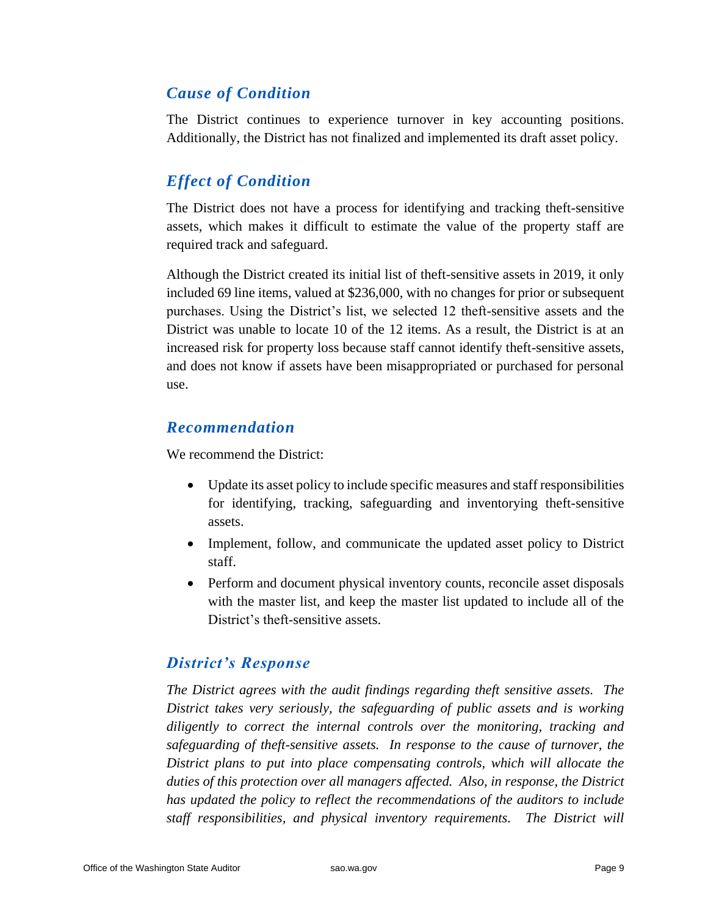### *Cause of Condition*

The District continues to experience turnover in key accounting positions. Additionally, the District has not finalized and implemented its draft asset policy.

### *Effect of Condition*

The District does not have a process for identifying and tracking theft-sensitive assets, which makes it difficult to estimate the value of the property staff are required track and safeguard.

Although the District created its initial list of theft-sensitive assets in 2019, it only included 69 line items, valued at $236,000, with no changes for prior or subsequent purchases. Using the District's list, we selected 12 theft-sensitive assets and the District was unable to locate 10 of the 12 items. As a result, the District is at an increased risk for property loss because staff cannot identify theft-sensitive assets, and does not know if assets have been misappropriated or purchased for personal use.

### *Recommendation*

We recommend the District:

- Update its asset policy to include specific measures and staff responsibilities for identifying, tracking, safeguarding and inventorying theft-sensitive assets.
- Implement, follow, and communicate the updated asset policy to District staff.
- Perform and document physical inventory counts, reconcile asset disposals with the master list, and keep the master list updated to include all of the District's theft-sensitive assets.

### *District's Response*

*The District agrees with the audit findings regarding theft sensitive assets. The District takes very seriously, the safeguarding of public assets and is working diligently to correct the internal controls over the monitoring, tracking and safeguarding of theft-sensitive assets. In response to the cause of turnover, the District plans to put into place compensating controls, which will allocate the duties of this protection over all managers affected. Also, in response, the District has updated the policy to reflect the recommendations of the auditors to include staff responsibilities, and physical inventory requirements. The District will*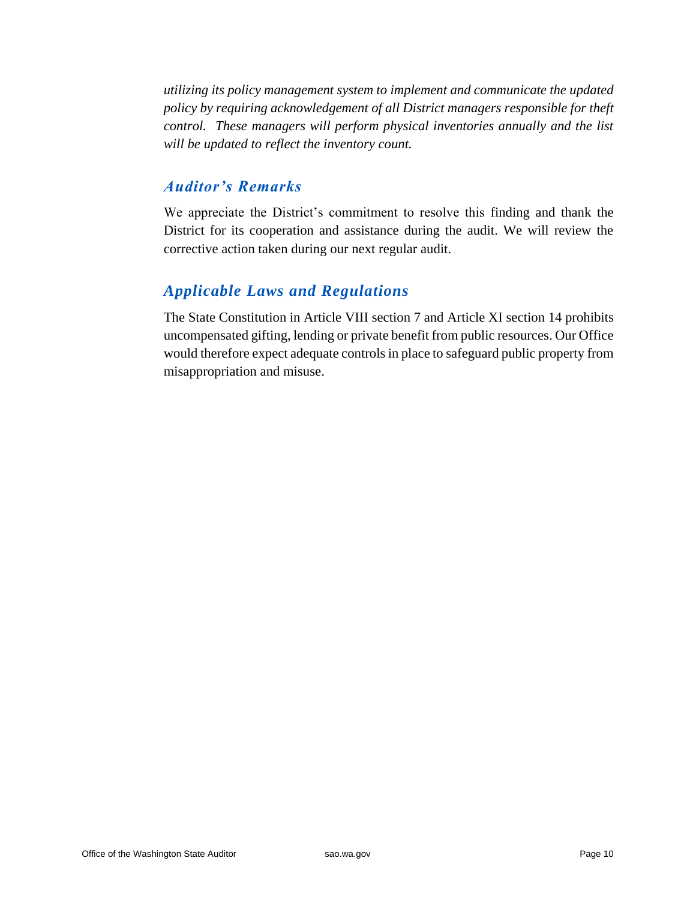*utilizing its policy management system to implement and communicate the updated policy by requiring acknowledgement of all District managers responsible for theft control. These managers will perform physical inventories annually and the list will be updated to reflect the inventory count.*

## *Auditor's Remarks*

We appreciate the District's commitment to resolve this finding and thank the District for its cooperation and assistance during the audit. We will review the corrective action taken during our next regular audit.

## *Applicable Laws and Regulations*

The State Constitution in Article VIII section 7 and Article XI section 14 prohibits uncompensated gifting, lending or private benefit from public resources. Our Office would therefore expect adequate controls in place to safeguard public property from misappropriation and misuse.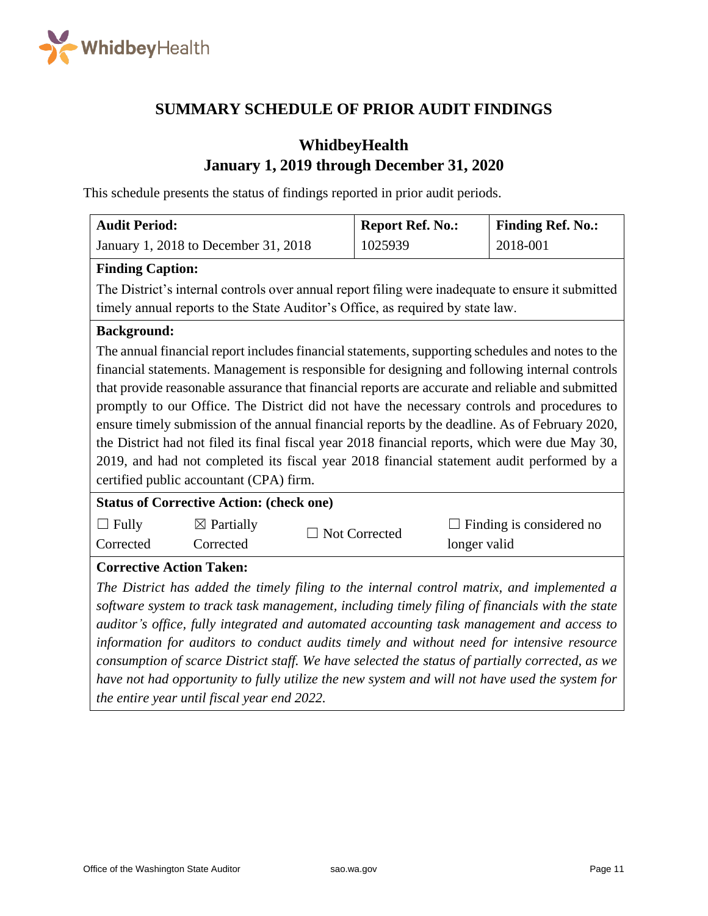## SUMMARY SCHEDULE OF PRIOR AUDIT FINDINGS

### WhidbeyHealth
### January 1, 2019 through December 31, 2020

This schedule presents the status of findings reported in prior audit periods.

| **Audit Period:** | **Report Ref. No.:** | **Finding Ref. No.:** |
|---|---|---|
| January 1, 2018 to December 31, 2018 | 1025939 | 2018-001 |

**Finding Caption:**

The District's internal controls over annual report filing were inadequate to ensure it submitted timely annual reports to the State Auditor's Office, as required by state law.

**Background:**

The annual financial report includes financial statements, supporting schedules and notes to the financial statements. Management is responsible for designing and following internal controls that provide reasonable assurance that financial reports are accurate and reliable and submitted promptly to our Office. The District did not have the necessary controls and procedures to ensure timely submission of the annual financial reports by the deadline. As of February 2020, the District had not filed its final fiscal year 2018 financial reports, which were due May 30, 2019, and had not completed its fiscal year 2018 financial statement audit performed by a certified public accountant (CPA) firm.

**Status of Corrective Action: (check one)**

| ☐ Fully Corrected | ☒ Partially Corrected | ☐ Not Corrected | ☐ Finding is considered no longer valid |
|---|---|---|---|

**Corrective Action Taken:**

*The District has added the timely filing to the internal control matrix, and implemented a software system to track task management, including timely filing of financials with the state auditor's office, fully integrated and automated accounting task management and access to information for auditors to conduct audits timely and without need for intensive resource consumption of scarce District staff. We have selected the status of partially corrected, as we have not had opportunity to fully utilize the new system and will not have used the system for the entire year until fiscal year end 2022.*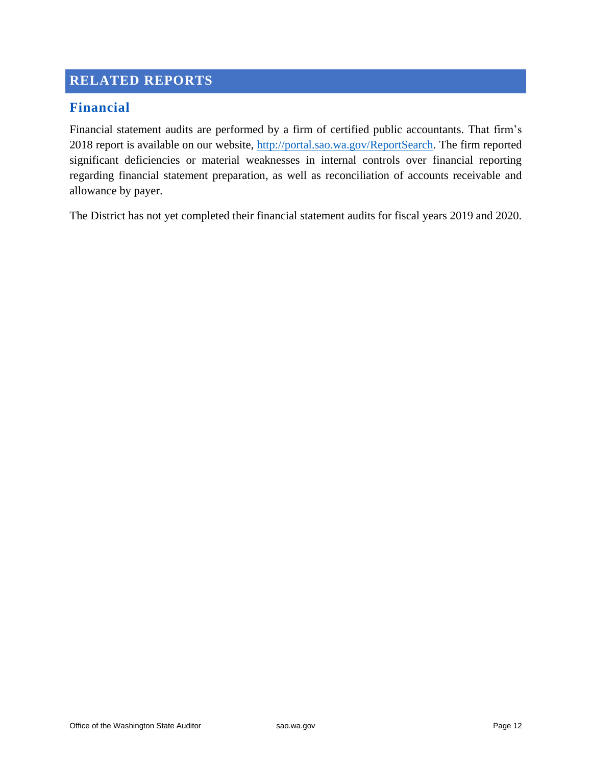# RELATED REPORTS

## Financial

Financial statement audits are performed by a firm of certified public accountants. That firm's 2018 report is available on our website, http://portal.sao.wa.gov/ReportSearch. The firm reported significant deficiencies or material weaknesses in internal controls over financial reporting regarding financial statement preparation, as well as reconciliation of accounts receivable and allowance by payer.

The District has not yet completed their financial statement audits for fiscal years 2019 and 2020.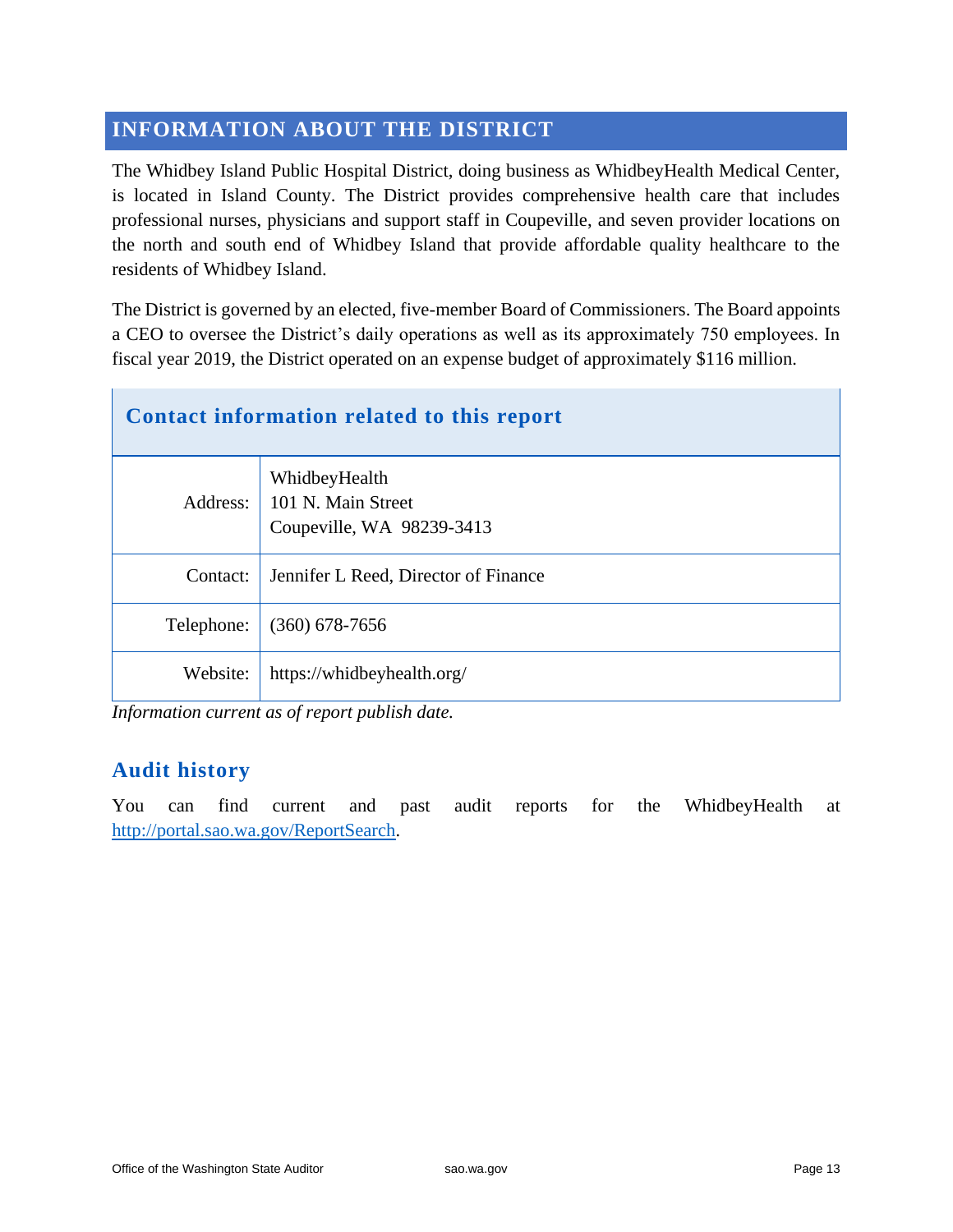## INFORMATION ABOUT THE DISTRICT

The Whidbey Island Public Hospital District, doing business as WhidbeyHealth Medical Center, is located in Island County. The District provides comprehensive health care that includes professional nurses, physicians and support staff in Coupeville, and seven provider locations on the north and south end of Whidbey Island that provide affordable quality healthcare to the residents of Whidbey Island.

The District is governed by an elected, five-member Board of Commissioners. The Board appoints a CEO to oversee the District's daily operations as well as its approximately 750 employees. In fiscal year 2019, the District operated on an expense budget of approximately $116 million.

| Contact information related to this report | |
|---|---|
| Address: | WhidbeyHealth<br>101 N. Main Street<br>Coupeville, WA 98239-3413 |
| Contact: | Jennifer L Reed, Director of Finance |
| Telephone: | (360) 678-7656 |
| Website: | https://whidbeyhealth.org/ |

*Information current as of report publish date.*

### Audit history

You can find current and past audit reports for the WhidbeyHealth at [http://portal.sao.wa.gov/ReportSearch](http://portal.sao.wa.gov/ReportSearch).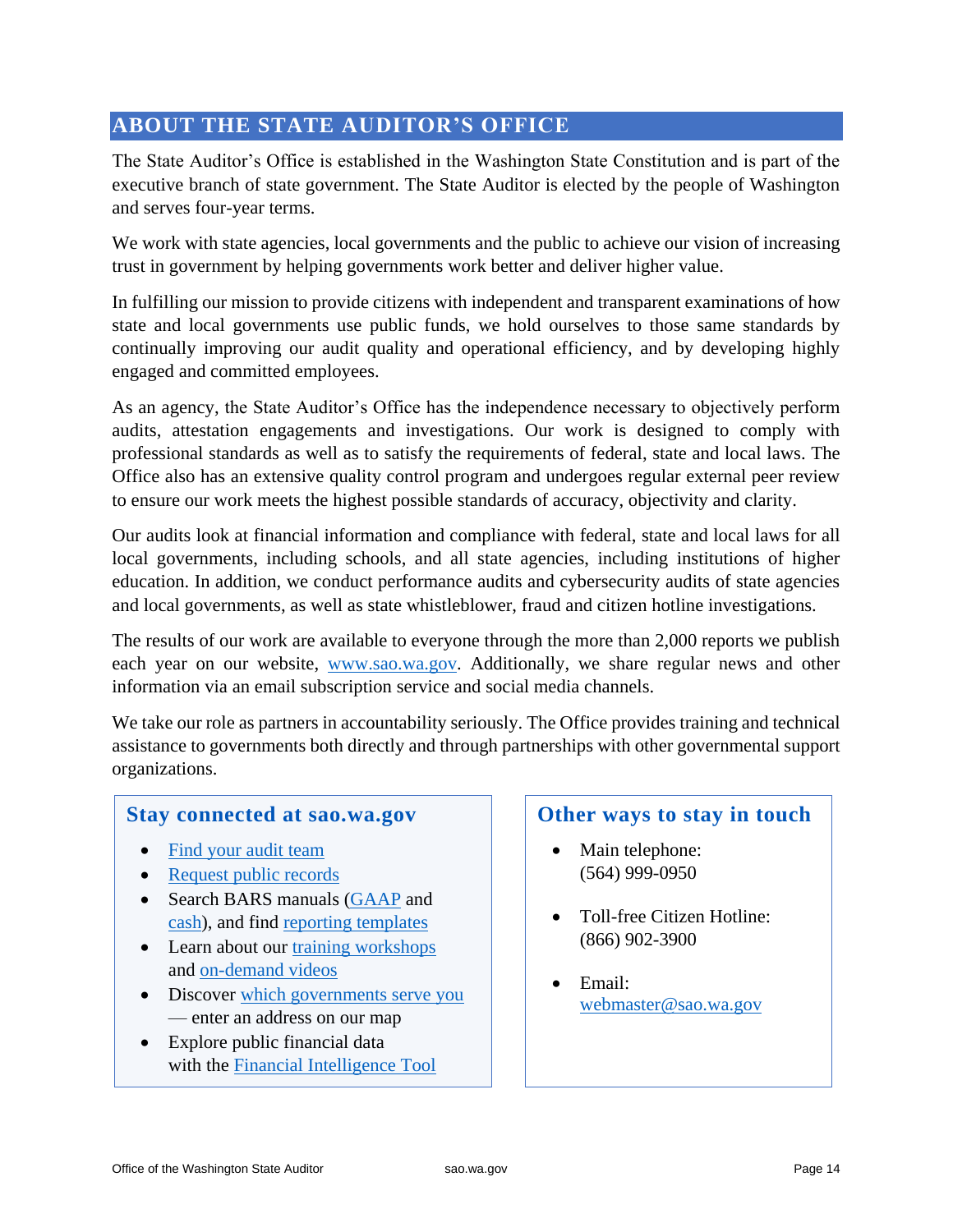## ABOUT THE STATE AUDITOR'S OFFICE

The State Auditor's Office is established in the Washington State Constitution and is part of the executive branch of state government. The State Auditor is elected by the people of Washington and serves four-year terms.

We work with state agencies, local governments and the public to achieve our vision of increasing trust in government by helping governments work better and deliver higher value.

In fulfilling our mission to provide citizens with independent and transparent examinations of how state and local governments use public funds, we hold ourselves to those same standards by continually improving our audit quality and operational efficiency, and by developing highly engaged and committed employees.

As an agency, the State Auditor's Office has the independence necessary to objectively perform audits, attestation engagements and investigations. Our work is designed to comply with professional standards as well as to satisfy the requirements of federal, state and local laws. The Office also has an extensive quality control program and undergoes regular external peer review to ensure our work meets the highest possible standards of accuracy, objectivity and clarity.

Our audits look at financial information and compliance with federal, state and local laws for all local governments, including schools, and all state agencies, including institutions of higher education. In addition, we conduct performance audits and cybersecurity audits of state agencies and local governments, as well as state whistleblower, fraud and citizen hotline investigations.

The results of our work are available to everyone through the more than 2,000 reports we publish each year on our website, www.sao.wa.gov. Additionally, we share regular news and other information via an email subscription service and social media channels.

We take our role as partners in accountability seriously. The Office provides training and technical assistance to governments both directly and through partnerships with other governmental support organizations.

### Stay connected at sao.wa.gov

- Find your audit team
- Request public records
- Search BARS manuals (GAAP and cash), and find reporting templates
- Learn about our training workshops and on-demand videos
- Discover which governments serve you — enter an address on our map
- Explore public financial data with the Financial Intelligence Tool

### Other ways to stay in touch

- Main telephone: (564) 999-0950
- Toll-free Citizen Hotline: (866) 902-3900
- Email: webmaster@sao.wa.gov